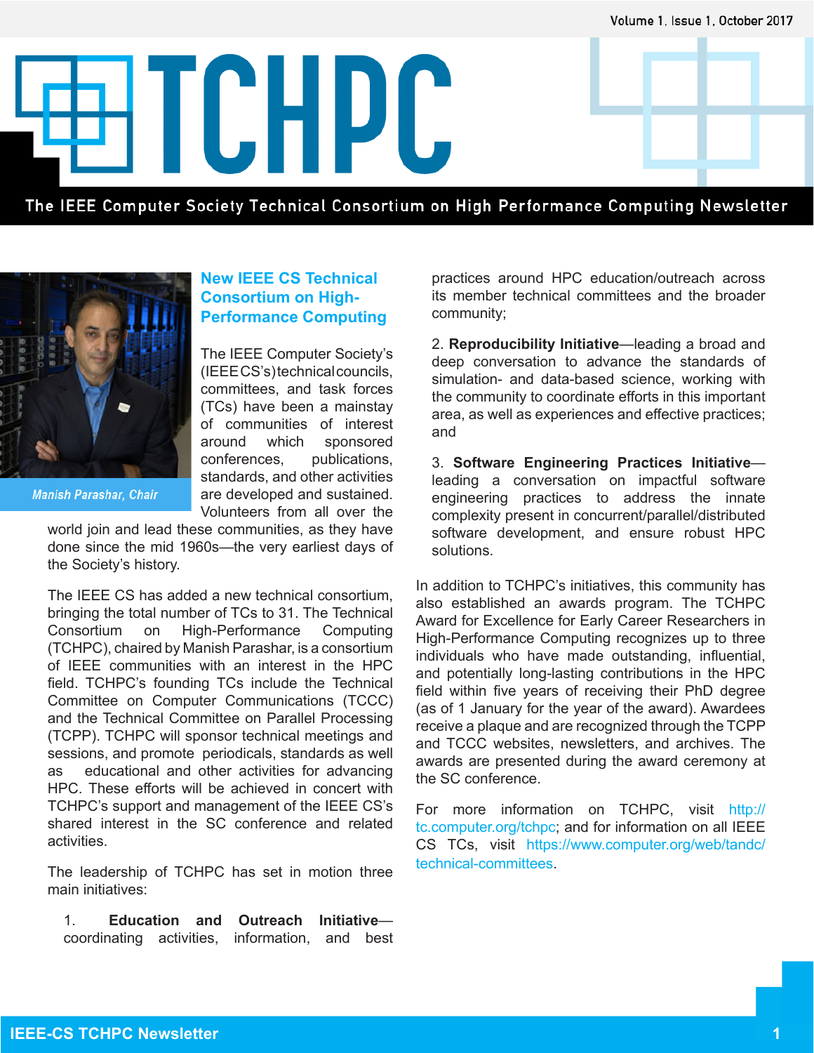# TCHPC

The IEEE Computer Society Technical Consortium on High Performance Computing Newsletter

*Manish Parashar, Chair*

## New IEEE CS Technical Consortium on High-Performance Computing

The IEEE Computer Society's (IEEE CS's) technical councils, committees, and task forces (TCs) have been a mainstay of communities of interest around which sponsored conferences, publications, standards, and other activities are developed and sustained. Volunteers from all over the world join and lead these communities, as they have done since the mid 1960s—the very earliest days of the Society's history.

The IEEE CS has added a new technical consortium, bringing the total number of TCs to 31. The Technical Consortium on High-Performance Computing (TCHPC), chaired by Manish Parashar, is a consortium of IEEE communities with an interest in the HPC field. TCHPC's founding TCs include the Technical Committee on Computer Communications (TCCC) and the Technical Committee on Parallel Processing (TCPP). TCHPC will sponsor technical meetings and sessions, and promote periodicals, standards as well as educational and other activities for advancing HPC. These efforts will be achieved in concert with TCHPC's support and management of the IEEE CS's shared interest in the SC conference and related activities.

The leadership of TCHPC has set in motion three main initiatives:

1. **Education and Outreach Initiative**—coordinating activities, information, and best practices around HPC education/outreach across its member technical committees and the broader community;
2. **Reproducibility Initiative**—leading a broad and deep conversation to advance the standards of simulation- and data-based science, working with the community to coordinate efforts in this important area, as well as experiences and effective practices; and
3. **Software Engineering Practices Initiative**—leading a conversation on impactful software engineering practices to address the innate complexity present in concurrent/parallel/distributed software development, and ensure robust HPC solutions.

In addition to TCHPC's initiatives, this community has also established an awards program. The TCHPC Award for Excellence for Early Career Researchers in High-Performance Computing recognizes up to three individuals who have made outstanding, influential, and potentially long-lasting contributions in the HPC field within five years of receiving their PhD degree (as of 1 January for the year of the award). Awardees receive a plaque and are recognized through the TCPP and TCCC websites, newsletters, and archives. The awards are presented during the award ceremony at the SC conference.

For more information on TCHPC, visit http://tc.computer.org/tchpc; and for information on all IEEE CS TCs, visit https://www.computer.org/web/tandc/technical-committees.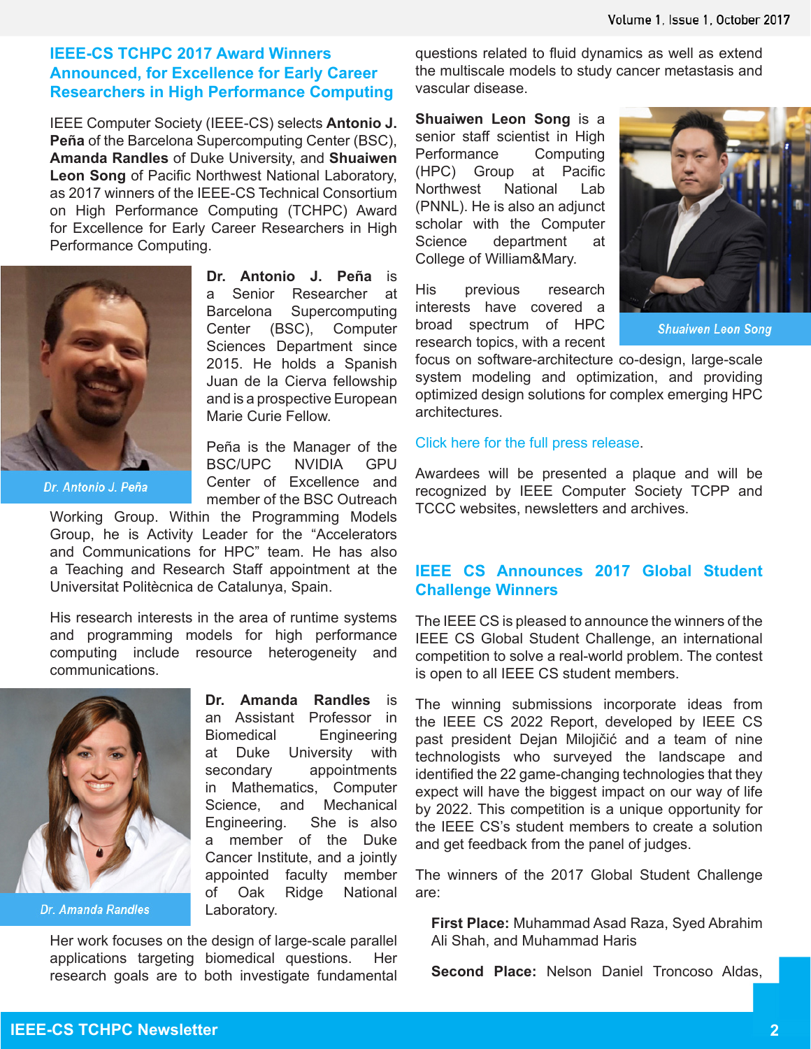## IEEE-CS TCHPC 2017 Award Winners Announced, for Excellence for Early Career Researchers in High Performance Computing

IEEE Computer Society (IEEE-CS) selects **Antonio J. Peña** of the Barcelona Supercomputing Center (BSC), **Amanda Randles** of Duke University, and **Shuaiwen Leon Song** of Pacific Northwest National Laboratory, as 2017 winners of the IEEE-CS Technical Consortium on High Performance Computing (TCHPC) Award for Excellence for Early Career Researchers in High Performance Computing.

*Dr. Antonio J. Peña*

**Dr. Antonio J. Peña** is a Senior Researcher at Barcelona Supercomputing Center (BSC), Computer Sciences Department since 2015. He holds a Spanish Juan de la Cierva fellowship and is a prospective European Marie Curie Fellow.

Peña is the Manager of the BSC/UPC NVIDIA GPU Center of Excellence and member of the BSC Outreach Working Group. Within the Programming Models Group, he is Activity Leader for the "Accelerators and Communications for HPC" team. He has also a Teaching and Research Staff appointment at the Universitat Politècnica de Catalunya, Spain.

His research interests in the area of runtime systems and programming models for high performance computing include resource heterogeneity and communications.

*Dr. Amanda Randles*

**Dr. Amanda Randles** is an Assistant Professor in Biomedical Engineering at Duke University with secondary appointments in Mathematics, Computer Science, and Mechanical Engineering. She is also a member of the Duke Cancer Institute, and a jointly appointed faculty member of Oak Ridge National Laboratory.

Her work focuses on the design of large-scale parallel applications targeting biomedical questions. Her research goals are to both investigate fundamental questions related to fluid dynamics as well as extend the multiscale models to study cancer metastasis and vascular disease.

*Shuaiwen Leon Song*

**Shuaiwen Leon Song** is a senior staff scientist in High Performance Computing (HPC) Group at Pacific Northwest National Lab (PNNL). He is also an adjunct scholar with the Computer Science department at College of William&Mary.

His previous research interests have covered a broad spectrum of HPC research topics, with a recent focus on software-architecture co-design, large-scale system modeling and optimization, and providing optimized design solutions for complex emerging HPC architectures.

Click here for the full press release.

Awardees will be presented a plaque and will be recognized by IEEE Computer Society TCPP and TCCC websites, newsletters and archives.

## IEEE CS Announces 2017 Global Student Challenge Winners

The IEEE CS is pleased to announce the winners of the IEEE CS Global Student Challenge, an international competition to solve a real-world problem. The contest is open to all IEEE CS student members.

The winning submissions incorporate ideas from the IEEE CS 2022 Report, developed by IEEE CS past president Dejan Milojičić and a team of nine technologists who surveyed the landscape and identified the 22 game-changing technologies that they expect will have the biggest impact on our way of life by 2022. This competition is a unique opportunity for the IEEE CS's student members to create a solution and get feedback from the panel of judges.

The winners of the 2017 Global Student Challenge are:

**First Place:** Muhammad Asad Raza, Syed Abrahim Ali Shah, and Muhammad Haris

**Second Place:** Nelson Daniel Troncoso Aldas,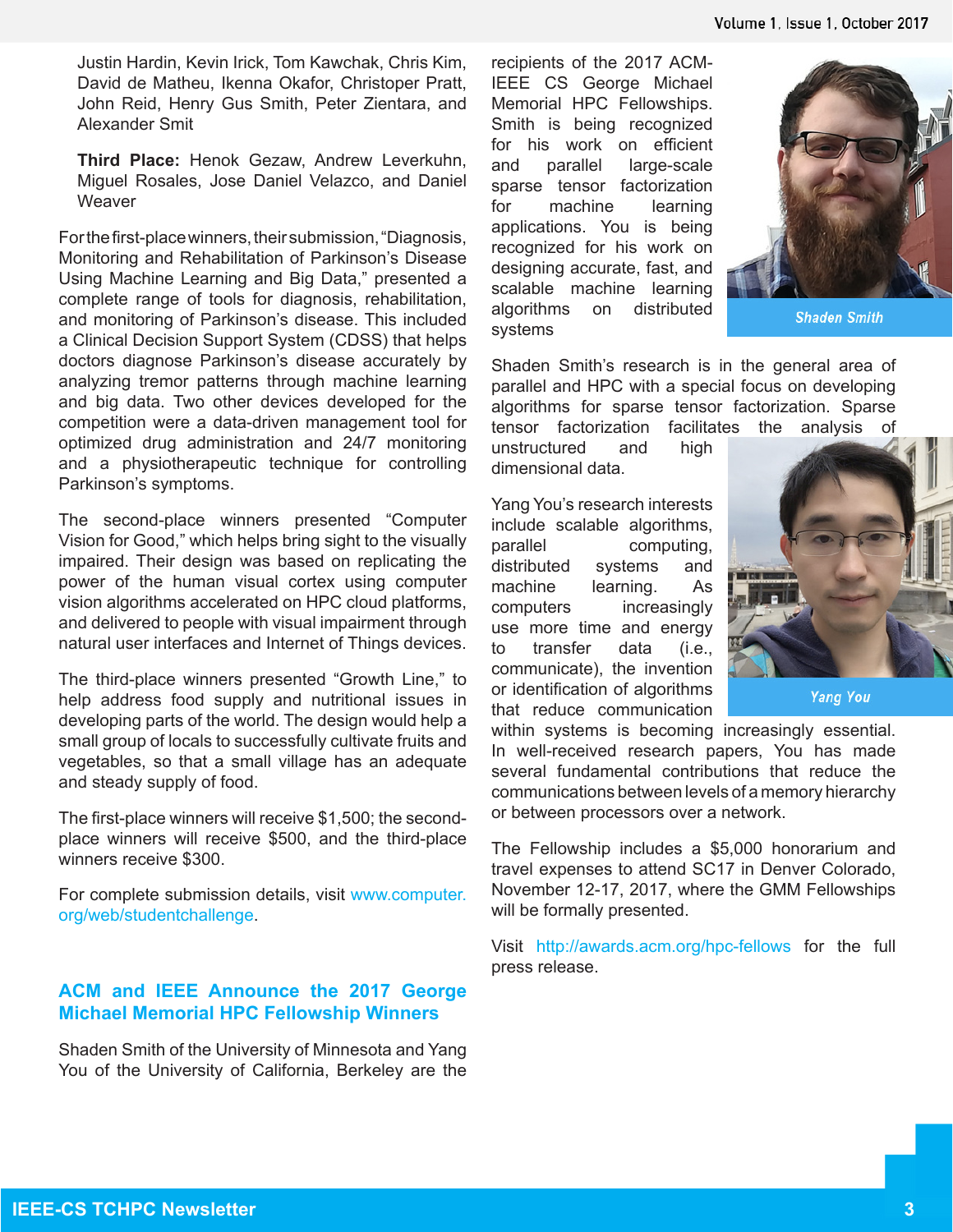Justin Hardin, Kevin Irick, Tom Kawchak, Chris Kim, David de Matheu, Ikenna Okafor, Christoper Pratt, John Reid, Henry Gus Smith, Peter Zientara, and Alexander Smit

**Third Place:** Henok Gezaw, Andrew Leverkuhn, Miguel Rosales, Jose Daniel Velazco, and Daniel Weaver

For the first-place winners, their submission, "Diagnosis, Monitoring and Rehabilitation of Parkinson's Disease Using Machine Learning and Big Data," presented a complete range of tools for diagnosis, rehabilitation, and monitoring of Parkinson's disease. This included a Clinical Decision Support System (CDSS) that helps doctors diagnose Parkinson's disease accurately by analyzing tremor patterns through machine learning and big data. Two other devices developed for the competition were a data-driven management tool for optimized drug administration and 24/7 monitoring and a physiotherapeutic technique for controlling Parkinson's symptoms.

The second-place winners presented "Computer Vision for Good," which helps bring sight to the visually impaired. Their design was based on replicating the power of the human visual cortex using computer vision algorithms accelerated on HPC cloud platforms, and delivered to people with visual impairment through natural user interfaces and Internet of Things devices.

The third-place winners presented "Growth Line," to help address food supply and nutritional issues in developing parts of the world. The design would help a small group of locals to successfully cultivate fruits and vegetables, so that a small village has an adequate and steady supply of food.

The first-place winners will receive $1,500; the second-place winners will receive $500, and the third-place winners receive $300.

For complete submission details, visit www.computer.org/web/studentchallenge.

## ACM and IEEE Announce the 2017 George Michael Memorial HPC Fellowship Winners

Shaden Smith of the University of Minnesota and Yang You of the University of California, Berkeley are the recipients of the 2017 ACM-IEEE CS George Michael Memorial HPC Fellowships. Smith is being recognized for his work on efficient and parallel large-scale sparse tensor factorization for machine learning applications. You is being recognized for his work on designing accurate, fast, and scalable machine learning algorithms on distributed systems

Shaden Smith

Shaden Smith's research is in the general area of parallel and HPC with a special focus on developing algorithms for sparse tensor factorization. Sparse tensor factorization facilitates the analysis of unstructured and high dimensional data.

Yang You's research interests include scalable algorithms, parallel computing, distributed systems and machine learning. As computers increasingly use more time and energy to transfer data (i.e., communicate), the invention or identification of algorithms that reduce communication within systems is becoming increasingly essential. In well-received research papers, You has made several fundamental contributions that reduce the communications between levels of a memory hierarchy or between processors over a network.

Yang You

The Fellowship includes a $5,000 honorarium and travel expenses to attend SC17 in Denver Colorado, November 12-17, 2017, where the GMM Fellowships will be formally presented.

Visit http://awards.acm.org/hpc-fellows for the full press release.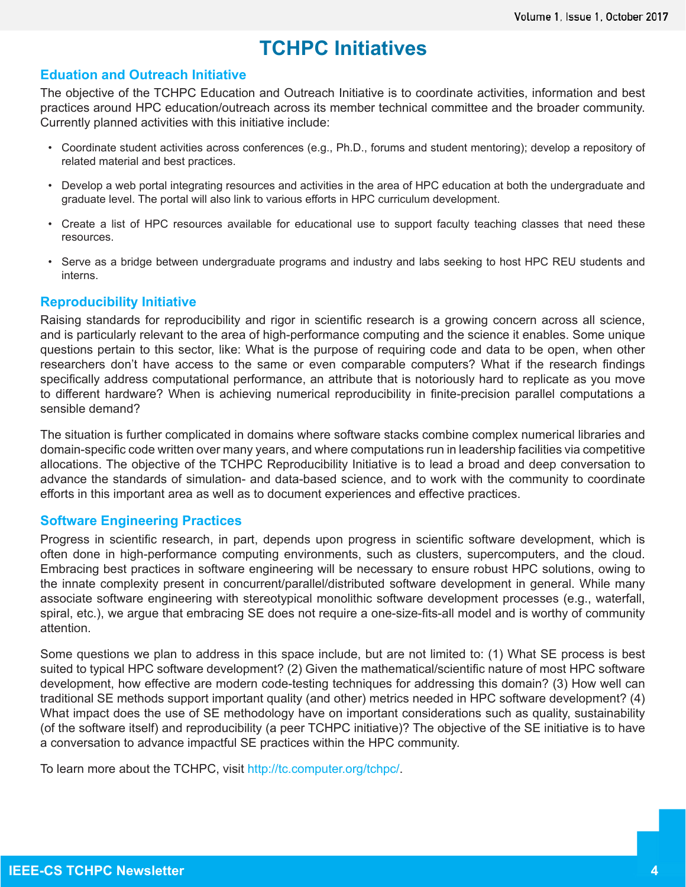# TCHPC Initiatives

## Eduation and Outreach Initiative

The objective of the TCHPC Education and Outreach Initiative is to coordinate activities, information and best practices around HPC education/outreach across its member technical committee and the broader community. Currently planned activities with this initiative include:

- Coordinate student activities across conferences (e.g., Ph.D., forums and student mentoring); develop a repository of related material and best practices.
- Develop a web portal integrating resources and activities in the area of HPC education at both the undergraduate and graduate level. The portal will also link to various efforts in HPC curriculum development.
- Create a list of HPC resources available for educational use to support faculty teaching classes that need these resources.
- Serve as a bridge between undergraduate programs and industry and labs seeking to host HPC REU students and interns.

## Reproducibility Initiative

Raising standards for reproducibility and rigor in scientific research is a growing concern across all science, and is particularly relevant to the area of high-performance computing and the science it enables. Some unique questions pertain to this sector, like: What is the purpose of requiring code and data to be open, when other researchers don't have access to the same or even comparable computers? What if the research findings specifically address computational performance, an attribute that is notoriously hard to replicate as you move to different hardware? When is achieving numerical reproducibility in finite-precision parallel computations a sensible demand?

The situation is further complicated in domains where software stacks combine complex numerical libraries and domain-specific code written over many years, and where computations run in leadership facilities via competitive allocations. The objective of the TCHPC Reproducibility Initiative is to lead a broad and deep conversation to advance the standards of simulation- and data-based science, and to work with the community to coordinate efforts in this important area as well as to document experiences and effective practices.

## Software Engineering Practices

Progress in scientific research, in part, depends upon progress in scientific software development, which is often done in high-performance computing environments, such as clusters, supercomputers, and the cloud. Embracing best practices in software engineering will be necessary to ensure robust HPC solutions, owing to the innate complexity present in concurrent/parallel/distributed software development in general. While many associate software engineering with stereotypical monolithic software development processes (e.g., waterfall, spiral, etc.), we argue that embracing SE does not require a one-size-fits-all model and is worthy of community attention.

Some questions we plan to address in this space include, but are not limited to: (1) What SE process is best suited to typical HPC software development? (2) Given the mathematical/scientific nature of most HPC software development, how effective are modern code-testing techniques for addressing this domain? (3) How well can traditional SE methods support important quality (and other) metrics needed in HPC software development? (4) What impact does the use of SE methodology have on important considerations such as quality, sustainability (of the software itself) and reproducibility (a peer TCHPC initiative)? The objective of the SE initiative is to have a conversation to advance impactful SE practices within the HPC community.

To learn more about the TCHPC, visit http://tc.computer.org/tchpc/.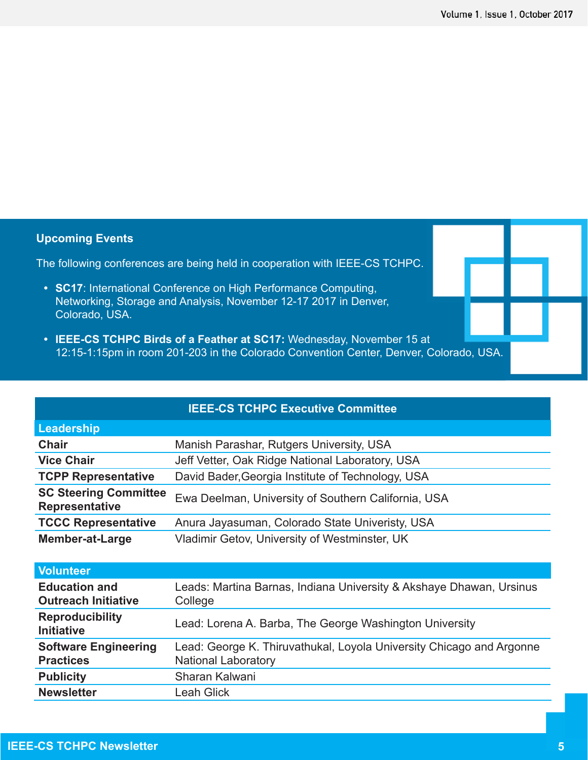## Upcoming Events

The following conferences are being held in cooperation with IEEE-CS TCHPC.

- **SC17**: International Conference on High Performance Computing, Networking, Storage and Analysis, November 12-17 2017 in Denver, Colorado, USA.
- **IEEE-CS TCHPC Birds of a Feather at SC17:** Wednesday, November 15 at 12:15-1:15pm in room 201-203 in the Colorado Convention Center, Denver, Colorado, USA.

## IEEE-CS TCHPC Executive Committee

| **Leadership** | |
|---|---|
| **Chair** | Manish Parashar, Rutgers University, USA |
| **Vice Chair** | Jeff Vetter, Oak Ridge National Laboratory, USA |
| **TCPP Representative** | David Bader,Georgia Institute of Technology, USA |
| **SC Steering Committee Representative** | Ewa Deelman, University of Southern California, USA |
| **TCCC Representative** | Anura Jayasuman, Colorado State Univeristy, USA |
| **Member-at-Large** | Vladimir Getov, University of Westminster, UK |

| **Volunteer** | |
|---|---|
| **Education and Outreach Initiative** | Leads: Martina Barnas, Indiana University & Akshaye Dhawan, Ursinus College |
| **Reproducibility Initiative** | Lead: Lorena A. Barba, The George Washington University |
| **Software Engineering Practices** | Lead: George K. Thiruvathukal, Loyola University Chicago and Argonne National Laboratory |
| **Publicity** | Sharan Kalwani |
| **Newsletter** | Leah Glick |